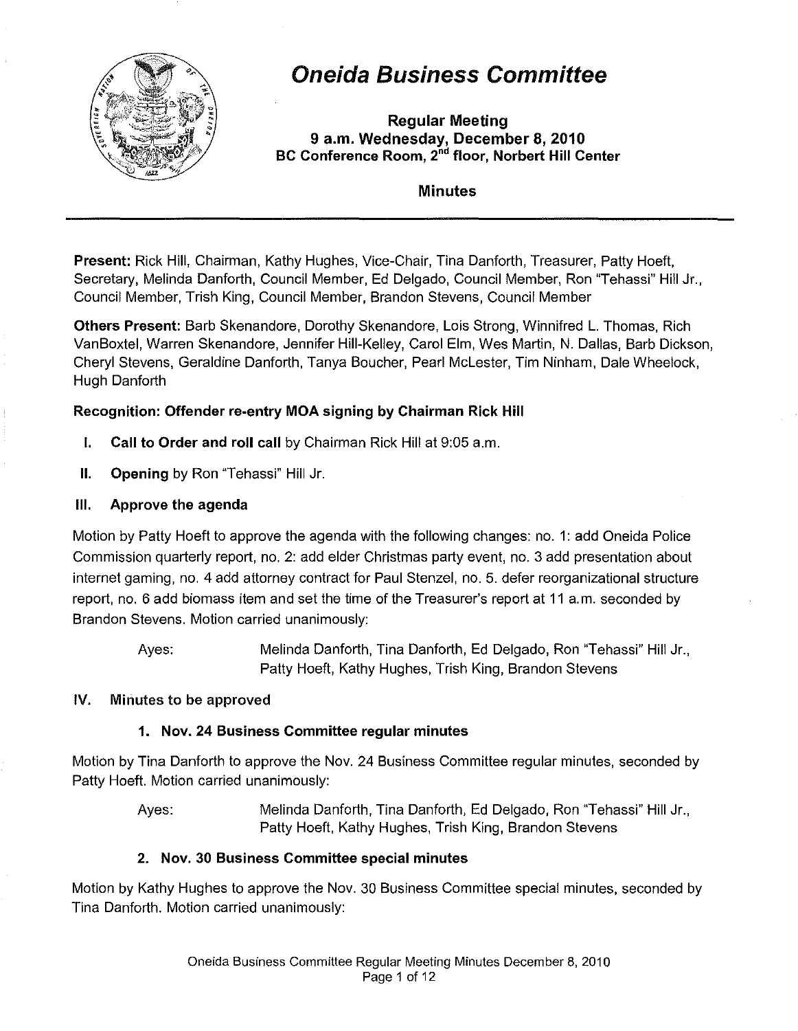# Oneida Business Committee

**Regular Meeting**
**9 a.m. Wednesday, December 8, 2010**
**BC Conference Room, 2nd floor, Norbert Hill Center**

**Minutes**

---

**Present:** Rick Hill, Chairman, Kathy Hughes, Vice-Chair, Tina Danforth, Treasurer, Patty Hoeft, Secretary, Melinda Danforth, Council Member, Ed Delgado, Council Member, Ron "Tehassi" Hill Jr., Council Member, Trish King, Council Member, Brandon Stevens, Council Member

**Others Present:** Barb Skenandore, Dorothy Skenandore, Lois Strong, Winnifred L. Thomas, Rich VanBoxtel, Warren Skenandore, Jennifer Hill-Kelley, Carol Elm, Wes Martin, N. Dallas, Barb Dickson, Cheryl Stevens, Geraldine Danforth, Tanya Boucher, Pearl McLester, Tim Ninham, Dale Wheelock, Hugh Danforth

**Recognition: Offender re-entry MOA signing by Chairman Rick Hill**

I. **Call to Order and roll call** by Chairman Rick Hill at 9:05 a.m.

II. **Opening** by Ron "Tehassi" Hill Jr.

III. **Approve the agenda**

Motion by Patty Hoeft to approve the agenda with the following changes: no. 1: add Oneida Police Commission quarterly report, no. 2: add elder Christmas party event, no. 3 add presentation about internet gaming, no. 4 add attorney contract for Paul Stenzel, no. 5. defer reorganizational structure report, no. 6 add biomass item and set the time of the Treasurer's report at 11 a.m. seconded by Brandon Stevens. Motion carried unanimously:

Ayes: Melinda Danforth, Tina Danforth, Ed Delgado, Ron "Tehassi" Hill Jr., Patty Hoeft, Kathy Hughes, Trish King, Brandon Stevens

IV. **Minutes to be approved**

**1. Nov. 24 Business Committee regular minutes**

Motion by Tina Danforth to approve the Nov. 24 Business Committee regular minutes, seconded by Patty Hoeft. Motion carried unanimously:

Ayes: Melinda Danforth, Tina Danforth, Ed Delgado, Ron "Tehassi" Hill Jr., Patty Hoeft, Kathy Hughes, Trish King, Brandon Stevens

**2. Nov. 30 Business Committee special minutes**

Motion by Kathy Hughes to approve the Nov. 30 Business Committee special minutes, seconded by Tina Danforth. Motion carried unanimously: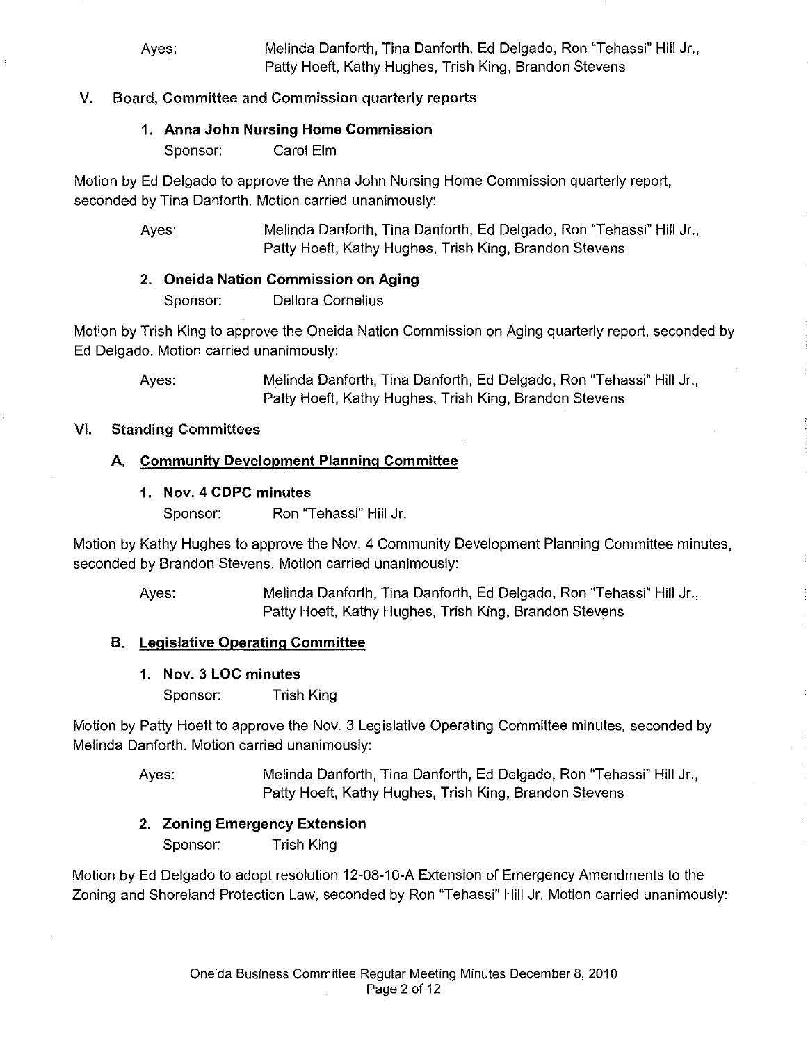Ayes: Melinda Danforth, Tina Danforth, Ed Delgado, Ron "Tehassi" Hill Jr., Patty Hoeft, Kathy Hughes, Trish King, Brandon Stevens

## V. Board, Committee and Commission quarterly reports

### 1. Anna John Nursing Home Commission

Sponsor: Carol Elm

Motion by Ed Delgado to approve the Anna John Nursing Home Commission quarterly report, seconded by Tina Danforth. Motion carried unanimously:

Ayes: Melinda Danforth, Tina Danforth, Ed Delgado, Ron "Tehassi" Hill Jr., Patty Hoeft, Kathy Hughes, Trish King, Brandon Stevens

### 2. Oneida Nation Commission on Aging

Sponsor: Dellora Cornelius

Motion by Trish King to approve the Oneida Nation Commission on Aging quarterly report, seconded by Ed Delgado. Motion carried unanimously:

Ayes: Melinda Danforth, Tina Danforth, Ed Delgado, Ron "Tehassi" Hill Jr., Patty Hoeft, Kathy Hughes, Trish King, Brandon Stevens

## VI. Standing Committees

### A. Community Development Planning Committee

#### 1. Nov. 4 CDPC minutes

Sponsor: Ron "Tehassi" Hill Jr.

Motion by Kathy Hughes to approve the Nov. 4 Community Development Planning Committee minutes, seconded by Brandon Stevens. Motion carried unanimously:

Ayes: Melinda Danforth, Tina Danforth, Ed Delgado, Ron "Tehassi" Hill Jr., Patty Hoeft, Kathy Hughes, Trish King, Brandon Stevens

### B. Legislative Operating Committee

#### 1. Nov. 3 LOC minutes

Sponsor: Trish King

Motion by Patty Hoeft to approve the Nov. 3 Legislative Operating Committee minutes, seconded by Melinda Danforth. Motion carried unanimously:

Ayes: Melinda Danforth, Tina Danforth, Ed Delgado, Ron "Tehassi" Hill Jr., Patty Hoeft, Kathy Hughes, Trish King, Brandon Stevens

#### 2. Zoning Emergency Extension

Sponsor: Trish King

Motion by Ed Delgado to adopt resolution 12-08-10-A Extension of Emergency Amendments to the Zoning and Shoreland Protection Law, seconded by Ron "Tehassi" Hill Jr. Motion carried unanimously: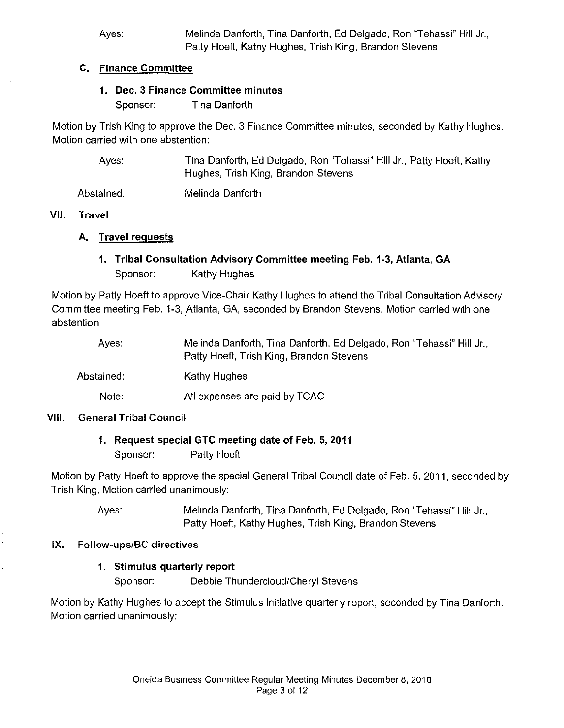Ayes: Melinda Danforth, Tina Danforth, Ed Delgado, Ron "Tehassi" Hill Jr., Patty Hoeft, Kathy Hughes, Trish King, Brandon Stevens

### C. Finance Committee

#### 1. Dec. 3 Finance Committee minutes

Sponsor: Tina Danforth

Motion by Trish King to approve the Dec. 3 Finance Committee minutes, seconded by Kathy Hughes. Motion carried with one abstention:

Ayes: Tina Danforth, Ed Delgado, Ron "Tehassi" Hill Jr., Patty Hoeft, Kathy Hughes, Trish King, Brandon Stevens

Abstained: Melinda Danforth

## VII. Travel

### A. Travel requests

#### 1. Tribal Consultation Advisory Committee meeting Feb. 1-3, Atlanta, GA

Sponsor: Kathy Hughes

Motion by Patty Hoeft to approve Vice-Chair Kathy Hughes to attend the Tribal Consultation Advisory Committee meeting Feb. 1-3, Atlanta, GA, seconded by Brandon Stevens. Motion carried with one abstention:

Ayes: Melinda Danforth, Tina Danforth, Ed Delgado, Ron "Tehassi" Hill Jr., Patty Hoeft, Trish King, Brandon Stevens

Abstained: Kathy Hughes

Note: All expenses are paid by TCAC

## VIII. General Tribal Council

#### 1. Request special GTC meeting date of Feb. 5, 2011

Sponsor: Patty Hoeft

Motion by Patty Hoeft to approve the special General Tribal Council date of Feb. 5, 2011, seconded by Trish King. Motion carried unanimously:

Ayes: Melinda Danforth, Tina Danforth, Ed Delgado, Ron "Tehassi" Hill Jr., Patty Hoeft, Kathy Hughes, Trish King, Brandon Stevens

## IX. Follow-ups/BC directives

#### 1. Stimulus quarterly report

Sponsor: Debbie Thundercloud/Cheryl Stevens

Motion by Kathy Hughes to accept the Stimulus Initiative quarterly report, seconded by Tina Danforth. Motion carried unanimously: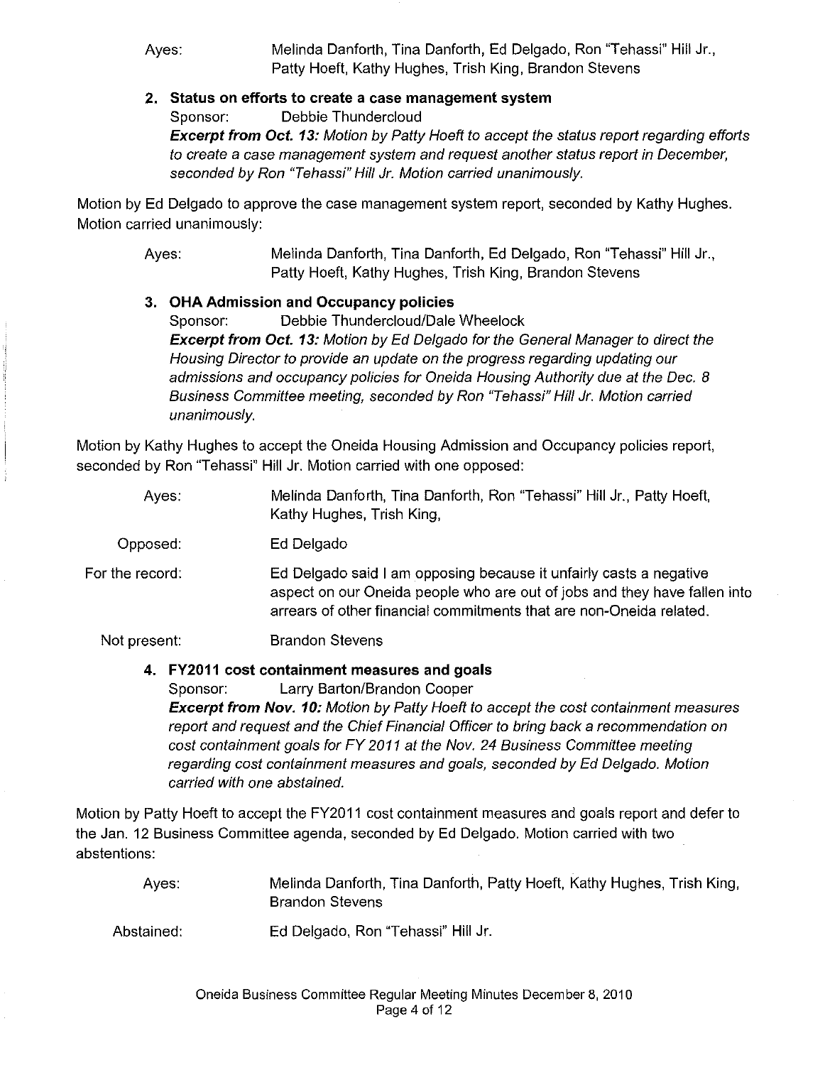Ayes: Melinda Danforth, Tina Danforth, Ed Delgado, Ron "Tehassi" Hill Jr., Patty Hoeft, Kathy Hughes, Trish King, Brandon Stevens

**2. Status on efforts to create a case management system**

Sponsor: Debbie Thundercloud

***Excerpt from Oct. 13:*** *Motion by Patty Hoeft to accept the status report regarding efforts to create a case management system and request another status report in December, seconded by Ron "Tehassi" Hill Jr. Motion carried unanimously.*

Motion by Ed Delgado to approve the case management system report, seconded by Kathy Hughes. Motion carried unanimously:

Ayes: Melinda Danforth, Tina Danforth, Ed Delgado, Ron "Tehassi" Hill Jr., Patty Hoeft, Kathy Hughes, Trish King, Brandon Stevens

**3. OHA Admission and Occupancy policies**

Sponsor: Debbie Thundercloud/Dale Wheelock

***Excerpt from Oct. 13:*** *Motion by Ed Delgado for the General Manager to direct the Housing Director to provide an update on the progress regarding updating our admissions and occupancy policies for Oneida Housing Authority due at the Dec. 8 Business Committee meeting, seconded by Ron "Tehassi" Hill Jr. Motion carried unanimously.*

Motion by Kathy Hughes to accept the Oneida Housing Admission and Occupancy policies report, seconded by Ron "Tehassi" Hill Jr. Motion carried with one opposed:

Ayes: Melinda Danforth, Tina Danforth, Ron "Tehassi" Hill Jr., Patty Hoeft, Kathy Hughes, Trish King,

Opposed: Ed Delgado

For the record: Ed Delgado said I am opposing because it unfairly casts a negative aspect on our Oneida people who are out of jobs and they have fallen into arrears of other financial commitments that are non-Oneida related.

Not present: Brandon Stevens

**4. FY2011 cost containment measures and goals**

Sponsor: Larry Barton/Brandon Cooper

***Excerpt from Nov. 10:*** *Motion by Patty Hoeft to accept the cost containment measures report and request and the Chief Financial Officer to bring back a recommendation on cost containment goals for FY 2011 at the Nov. 24 Business Committee meeting regarding cost containment measures and goals, seconded by Ed Delgado. Motion carried with one abstained.*

Motion by Patty Hoeft to accept the FY2011 cost containment measures and goals report and defer to the Jan. 12 Business Committee agenda, seconded by Ed Delgado. Motion carried with two abstentions:

Ayes: Melinda Danforth, Tina Danforth, Patty Hoeft, Kathy Hughes, Trish King, Brandon Stevens

Abstained: Ed Delgado, Ron "Tehassi" Hill Jr.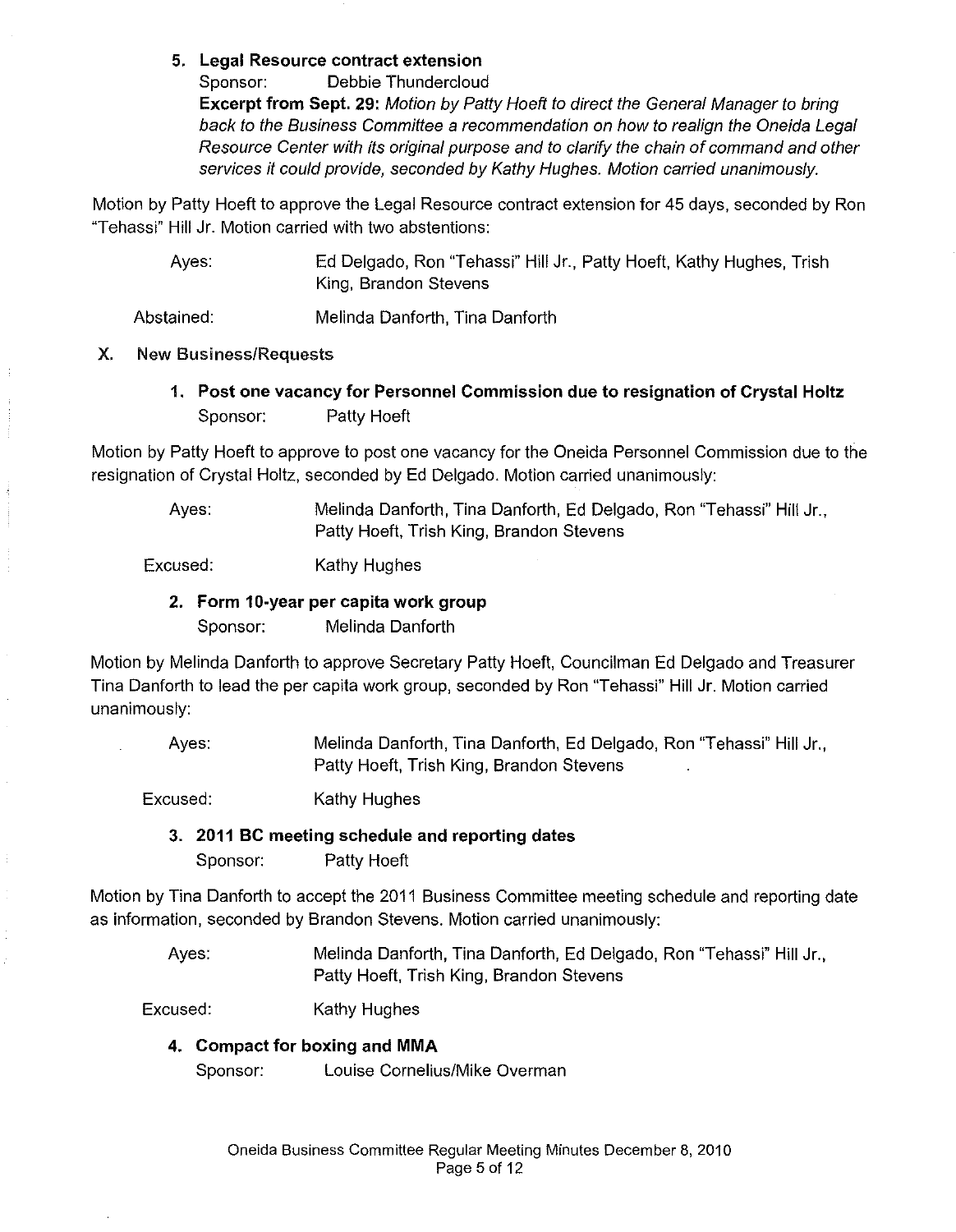### 5. Legal Resource contract extension

Sponsor: Debbie Thundercloud

**Excerpt from Sept. 29:** *Motion by Patty Hoeft to direct the General Manager to bring back to the Business Committee a recommendation on how to realign the Oneida Legal Resource Center with its original purpose and to clarify the chain of command and other services it could provide, seconded by Kathy Hughes. Motion carried unanimously.*

Motion by Patty Hoeft to approve the Legal Resource contract extension for 45 days, seconded by Ron "Tehassi" Hill Jr. Motion carried with two abstentions:

Ayes: Ed Delgado, Ron "Tehassi" Hill Jr., Patty Hoeft, Kathy Hughes, Trish King, Brandon Stevens

Abstained: Melinda Danforth, Tina Danforth

## X. New Business/Requests

### 1. Post one vacancy for Personnel Commission due to resignation of Crystal Holtz

Sponsor: Patty Hoeft

Motion by Patty Hoeft to approve to post one vacancy for the Oneida Personnel Commission due to the resignation of Crystal Holtz, seconded by Ed Delgado. Motion carried unanimously:

Ayes: Melinda Danforth, Tina Danforth, Ed Delgado, Ron "Tehassi" Hill Jr., Patty Hoeft, Trish King, Brandon Stevens

Excused: Kathy Hughes

### 2. Form 10-year per capita work group

Sponsor: Melinda Danforth

Motion by Melinda Danforth to approve Secretary Patty Hoeft, Councilman Ed Delgado and Treasurer Tina Danforth to lead the per capita work group, seconded by Ron "Tehassi" Hill Jr. Motion carried unanimously:

Ayes: Melinda Danforth, Tina Danforth, Ed Delgado, Ron "Tehassi" Hill Jr., Patty Hoeft, Trish King, Brandon Stevens

Excused: Kathy Hughes

### 3. 2011 BC meeting schedule and reporting dates

Sponsor: Patty Hoeft

Motion by Tina Danforth to accept the 2011 Business Committee meeting schedule and reporting date as information, seconded by Brandon Stevens. Motion carried unanimously:

Ayes: Melinda Danforth, Tina Danforth, Ed Delgado, Ron "Tehassi" Hill Jr., Patty Hoeft, Trish King, Brandon Stevens

Excused: Kathy Hughes

### 4. Compact for boxing and MMA

Sponsor: Louise Cornelius/Mike Overman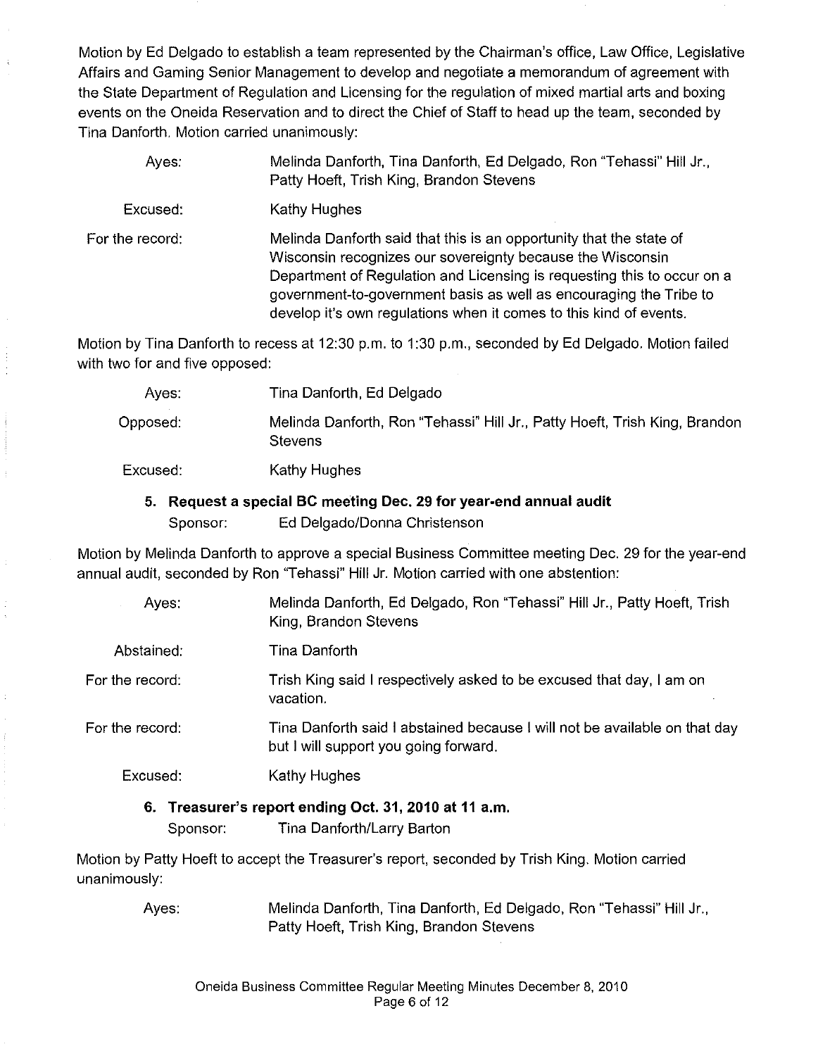Motion by Ed Delgado to establish a team represented by the Chairman's office, Law Office, Legislative Affairs and Gaming Senior Management to develop and negotiate a memorandum of agreement with the State Department of Regulation and Licensing for the regulation of mixed martial arts and boxing events on the Oneida Reservation and to direct the Chief of Staff to head up the team, seconded by Tina Danforth. Motion carried unanimously:

| | |
|---|---|
| Ayes: | Melinda Danforth, Tina Danforth, Ed Delgado, Ron "Tehassi" Hill Jr., Patty Hoeft, Trish King, Brandon Stevens |
| Excused: | Kathy Hughes |
| For the record: | Melinda Danforth said that this is an opportunity that the state of Wisconsin recognizes our sovereignty because the Wisconsin Department of Regulation and Licensing is requesting this to occur on a government-to-government basis as well as encouraging the Tribe to develop it's own regulations when it comes to this kind of events. |

Motion by Tina Danforth to recess at 12:30 p.m. to 1:30 p.m., seconded by Ed Delgado. Motion failed with two for and five opposed:

| | |
|---|---|
| Ayes: | Tina Danforth, Ed Delgado |
| Opposed: | Melinda Danforth, Ron "Tehassi" Hill Jr., Patty Hoeft, Trish King, Brandon Stevens |
| Excused: | Kathy Hughes |

**5. Request a special BC meeting Dec. 29 for year-end annual audit**

Sponsor: Ed Delgado/Donna Christenson

Motion by Melinda Danforth to approve a special Business Committee meeting Dec. 29 for the year-end annual audit, seconded by Ron "Tehassi" Hill Jr. Motion carried with one abstention:

| | |
|---|---|
| Ayes: | Melinda Danforth, Ed Delgado, Ron "Tehassi" Hill Jr., Patty Hoeft, Trish King, Brandon Stevens |
| Abstained: | Tina Danforth |
| For the record: | Trish King said I respectively asked to be excused that day, I am on vacation. |
| For the record: | Tina Danforth said I abstained because I will not be available on that day but I will support you going forward. |
| Excused: | Kathy Hughes |

**6. Treasurer's report ending Oct. 31, 2010 at 11 a.m.**

Sponsor: Tina Danforth/Larry Barton

Motion by Patty Hoeft to accept the Treasurer's report, seconded by Trish King. Motion carried unanimously:

| | |
|---|---|
| Ayes: | Melinda Danforth, Tina Danforth, Ed Delgado, Ron "Tehassi" Hill Jr., Patty Hoeft, Trish King, Brandon Stevens |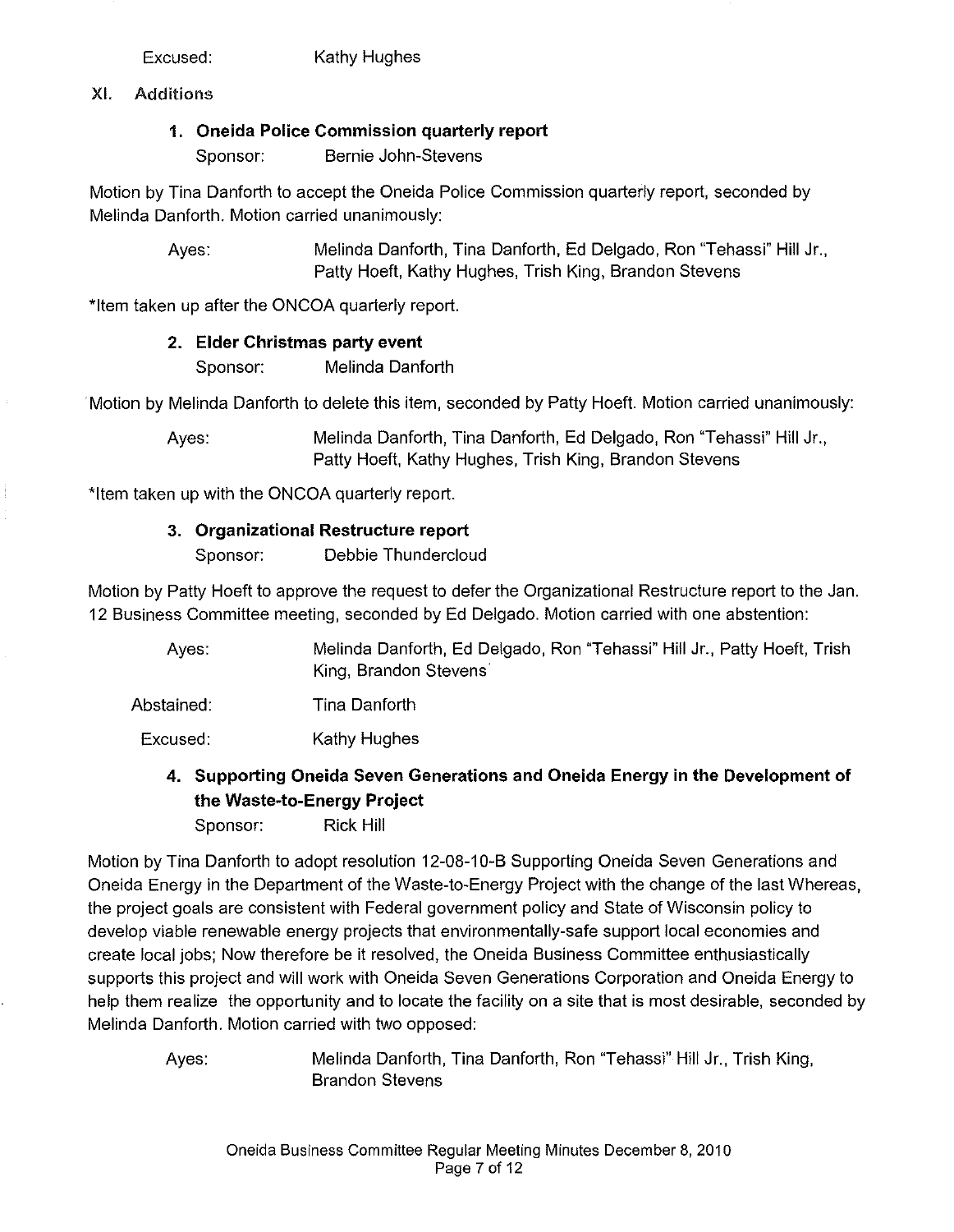Excused: Kathy Hughes

## XI. Additions

### 1. Oneida Police Commission quarterly report

Sponsor: Bernie John-Stevens

Motion by Tina Danforth to accept the Oneida Police Commission quarterly report, seconded by Melinda Danforth. Motion carried unanimously:

Ayes: Melinda Danforth, Tina Danforth, Ed Delgado, Ron "Tehassi" Hill Jr., Patty Hoeft, Kathy Hughes, Trish King, Brandon Stevens

*Item taken up after the ONCOA quarterly report.

### 2. Elder Christmas party event

Sponsor: Melinda Danforth

Motion by Melinda Danforth to delete this item, seconded by Patty Hoeft. Motion carried unanimously:

Ayes: Melinda Danforth, Tina Danforth, Ed Delgado, Ron "Tehassi" Hill Jr., Patty Hoeft, Kathy Hughes, Trish King, Brandon Stevens

*Item taken up with the ONCOA quarterly report.

### 3. Organizational Restructure report

Sponsor: Debbie Thundercloud

Motion by Patty Hoeft to approve the request to defer the Organizational Restructure report to the Jan. 12 Business Committee meeting, seconded by Ed Delgado. Motion carried with one abstention:

Ayes: Melinda Danforth, Ed Delgado, Ron "Tehassi" Hill Jr., Patty Hoeft, Trish King, Brandon Stevens

Abstained: Tina Danforth

Excused: Kathy Hughes

### 4. Supporting Oneida Seven Generations and Oneida Energy in the Development of the Waste-to-Energy Project

Sponsor: Rick Hill

Motion by Tina Danforth to adopt resolution 12-08-10-B Supporting Oneida Seven Generations and Oneida Energy in the Department of the Waste-to-Energy Project with the change of the last Whereas, the project goals are consistent with Federal government policy and State of Wisconsin policy to develop viable renewable energy projects that environmentally-safe support local economies and create local jobs; Now therefore be it resolved, the Oneida Business Committee enthusiastically supports this project and will work with Oneida Seven Generations Corporation and Oneida Energy to help them realize the opportunity and to locate the facility on a site that is most desirable, seconded by Melinda Danforth. Motion carried with two opposed:

Ayes: Melinda Danforth, Tina Danforth, Ron "Tehassi" Hill Jr., Trish King, Brandon Stevens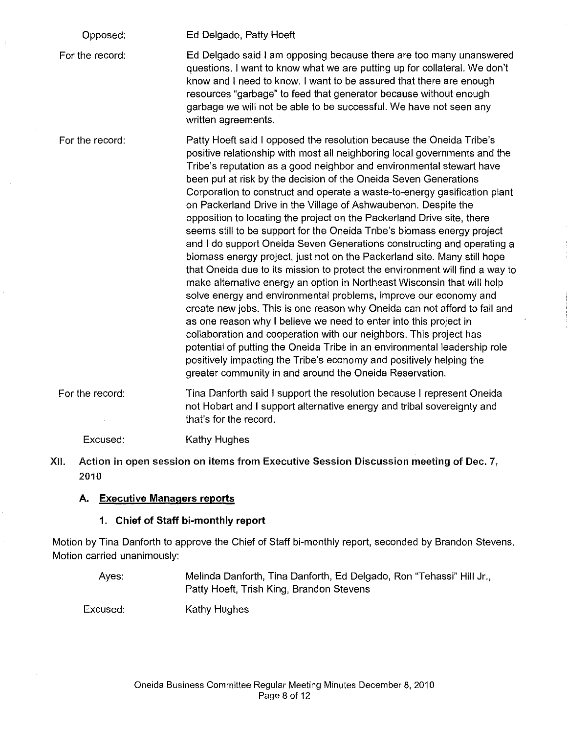Opposed: Ed Delgado, Patty Hoeft

For the record: Ed Delgado said I am opposing because there are too many unanswered questions. I want to know what we are putting up for collateral. We don't know and I need to know. I want to be assured that there are enough resources "garbage" to feed that generator because without enough garbage we will not be able to be successful. We have not seen any written agreements.

For the record: Patty Hoeft said I opposed the resolution because the Oneida Tribe's positive relationship with most all neighboring local governments and the Tribe's reputation as a good neighbor and environmental stewart have been put at risk by the decision of the Oneida Seven Generations Corporation to construct and operate a waste-to-energy gasification plant on Packerland Drive in the Village of Ashwaubenon. Despite the opposition to locating the project on the Packerland Drive site, there seems still to be support for the Oneida Tribe's biomass energy project and I do support Oneida Seven Generations constructing and operating a biomass energy project, just not on the Packerland site. Many still hope that Oneida due to its mission to protect the environment will find a way to make alternative energy an option in Northeast Wisconsin that will help solve energy and environmental problems, improve our economy and create new jobs. This is one reason why Oneida can not afford to fail and as one reason why I believe we need to enter into this project in collaboration and cooperation with our neighbors. This project has potential of putting the Oneida Tribe in an environmental leadership role positively impacting the Tribe's economy and positively helping the greater community in and around the Oneida Reservation.

For the record: Tina Danforth said I support the resolution because I represent Oneida not Hobart and I support alternative energy and tribal sovereignty and that's for the record.

Excused: Kathy Hughes

## XII. Action in open session on items from Executive Session Discussion meeting of Dec. 7, 2010

### A. Executive Managers reports

#### 1. Chief of Staff bi-monthly report

Motion by Tina Danforth to approve the Chief of Staff bi-monthly report, seconded by Brandon Stevens. Motion carried unanimously:

Ayes: Melinda Danforth, Tina Danforth, Ed Delgado, Ron "Tehassi" Hill Jr., Patty Hoeft, Trish King, Brandon Stevens

Excused: Kathy Hughes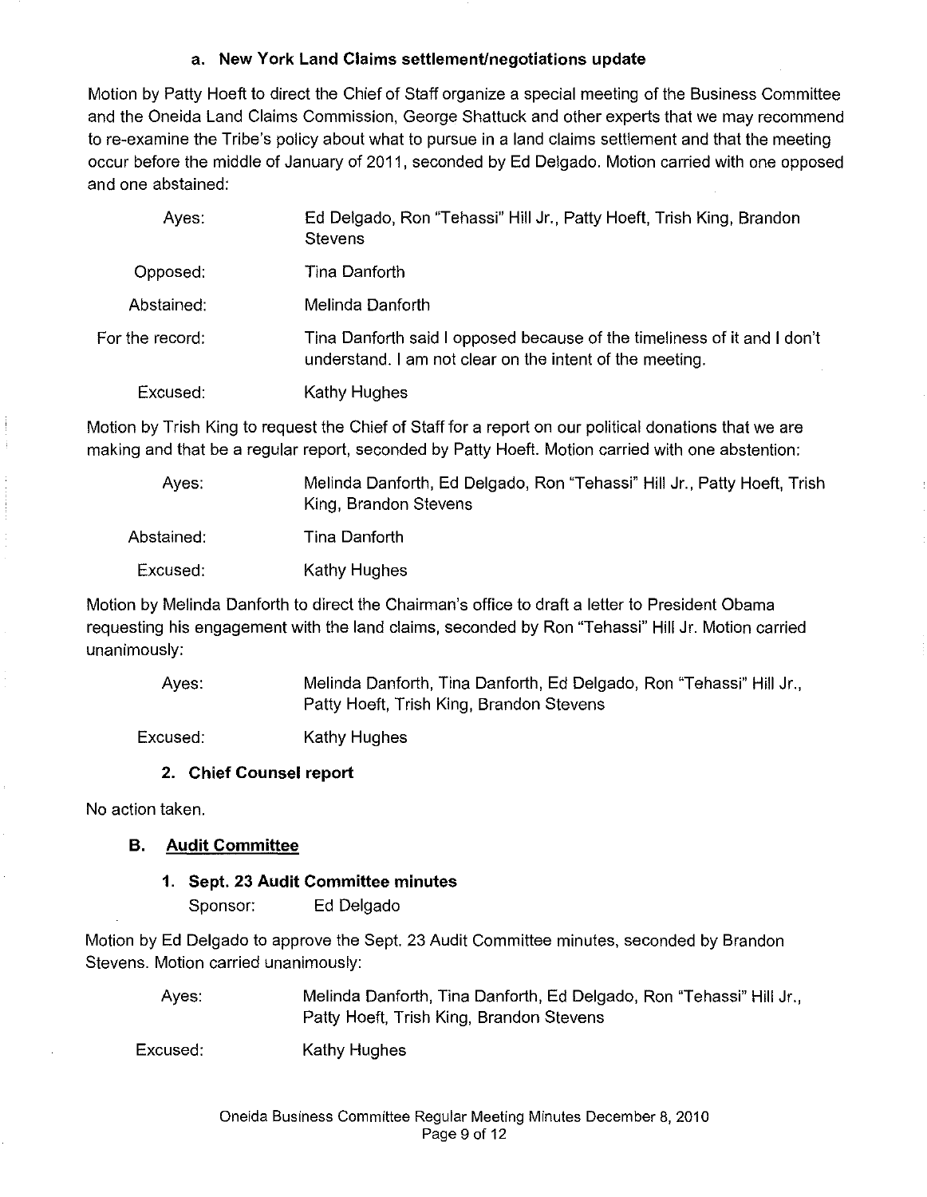#### a. New York Land Claims settlement/negotiations update

Motion by Patty Hoeft to direct the Chief of Staff organize a special meeting of the Business Committee and the Oneida Land Claims Commission, George Shattuck and other experts that we may recommend to re-examine the Tribe's policy about what to pursue in a land claims settlement and that the meeting occur before the middle of January of 2011, seconded by Ed Delgado. Motion carried with one opposed and one abstained:

| | |
|---|---|
| Ayes: | Ed Delgado, Ron "Tehassi" Hill Jr., Patty Hoeft, Trish King, Brandon Stevens |
| Opposed: | Tina Danforth |
| Abstained: | Melinda Danforth |
| For the record: | Tina Danforth said I opposed because of the timeliness of it and I don't understand. I am not clear on the intent of the meeting. |
| Excused: | Kathy Hughes |

Motion by Trish King to request the Chief of Staff for a report on our political donations that we are making and that be a regular report, seconded by Patty Hoeft. Motion carried with one abstention:

| | |
|---|---|
| Ayes: | Melinda Danforth, Ed Delgado, Ron "Tehassi" Hill Jr., Patty Hoeft, Trish King, Brandon Stevens |
| Abstained: | Tina Danforth |
| Excused: | Kathy Hughes |

Motion by Melinda Danforth to direct the Chairman's office to draft a letter to President Obama requesting his engagement with the land claims, seconded by Ron "Tehassi" Hill Jr. Motion carried unanimously:

| | |
|---|---|
| Ayes: | Melinda Danforth, Tina Danforth, Ed Delgado, Ron "Tehassi" Hill Jr., Patty Hoeft, Trish King, Brandon Stevens |
| Excused: | Kathy Hughes |

#### 2. Chief Counsel report

No action taken.

### B. Audit Committee

#### 1. Sept. 23 Audit Committee minutes

Sponsor: Ed Delgado

Motion by Ed Delgado to approve the Sept. 23 Audit Committee minutes, seconded by Brandon Stevens. Motion carried unanimously:

| | |
|---|---|
| Ayes: | Melinda Danforth, Tina Danforth, Ed Delgado, Ron "Tehassi" Hill Jr., Patty Hoeft, Trish King, Brandon Stevens |
| Excused: | Kathy Hughes |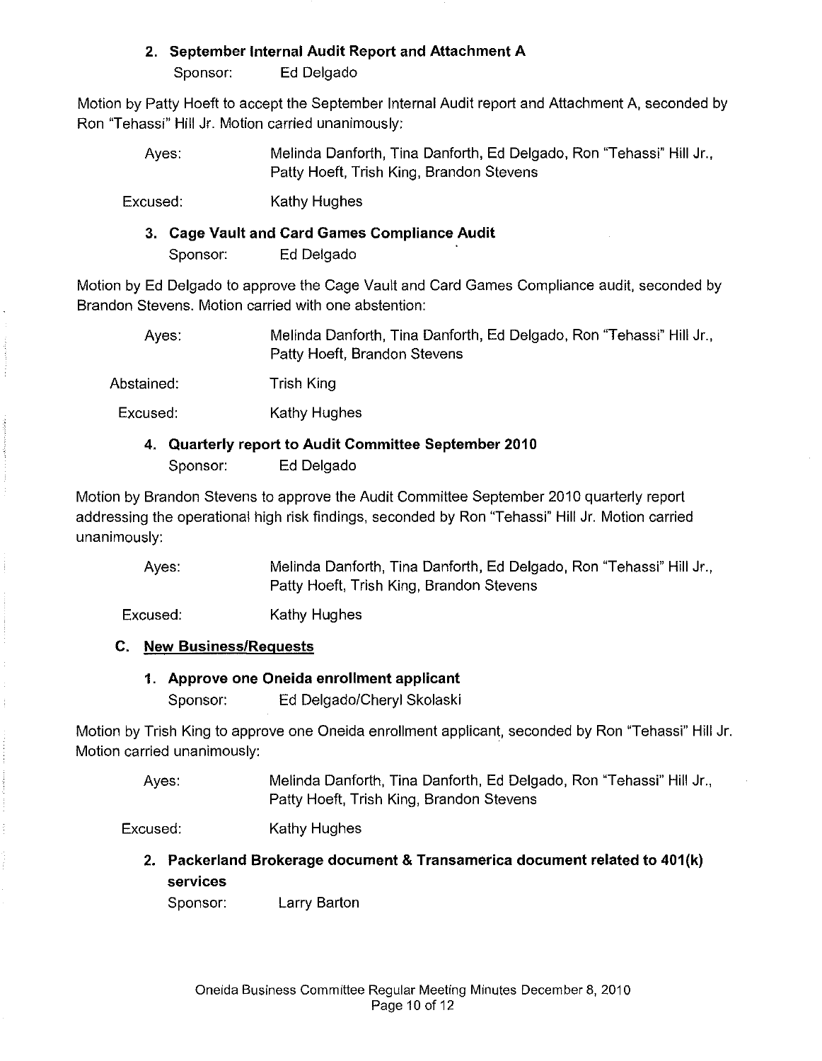2. **September Internal Audit Report and Attachment A**
   Sponsor: Ed Delgado

Motion by Patty Hoeft to accept the September Internal Audit report and Attachment A, seconded by Ron "Tehassi" Hill Jr. Motion carried unanimously:

| | |
|---|---|
| Ayes: | Melinda Danforth, Tina Danforth, Ed Delgado, Ron "Tehassi" Hill Jr., Patty Hoeft, Trish King, Brandon Stevens |
| Excused: | Kathy Hughes |

3. **Cage Vault and Card Games Compliance Audit**
   Sponsor: Ed Delgado

Motion by Ed Delgado to approve the Cage Vault and Card Games Compliance audit, seconded by Brandon Stevens. Motion carried with one abstention:

| | |
|---|---|
| Ayes: | Melinda Danforth, Tina Danforth, Ed Delgado, Ron "Tehassi" Hill Jr., Patty Hoeft, Brandon Stevens |
| Abstained: | Trish King |
| Excused: | Kathy Hughes |

4. **Quarterly report to Audit Committee September 2010**
   Sponsor: Ed Delgado

Motion by Brandon Stevens to approve the Audit Committee September 2010 quarterly report addressing the operational high risk findings, seconded by Ron "Tehassi" Hill Jr. Motion carried unanimously:

| | |
|---|---|
| Ayes: | Melinda Danforth, Tina Danforth, Ed Delgado, Ron "Tehassi" Hill Jr., Patty Hoeft, Trish King, Brandon Stevens |
| Excused: | Kathy Hughes |

### C. New Business/Requests

1. **Approve one Oneida enrollment applicant**
   Sponsor: Ed Delgado/Cheryl Skolaski

Motion by Trish King to approve one Oneida enrollment applicant, seconded by Ron "Tehassi" Hill Jr. Motion carried unanimously:

| | |
|---|---|
| Ayes: | Melinda Danforth, Tina Danforth, Ed Delgado, Ron "Tehassi" Hill Jr., Patty Hoeft, Trish King, Brandon Stevens |
| Excused: | Kathy Hughes |

2. **Packerland Brokerage document & Transamerica document related to 401(k) services**
   Sponsor: Larry Barton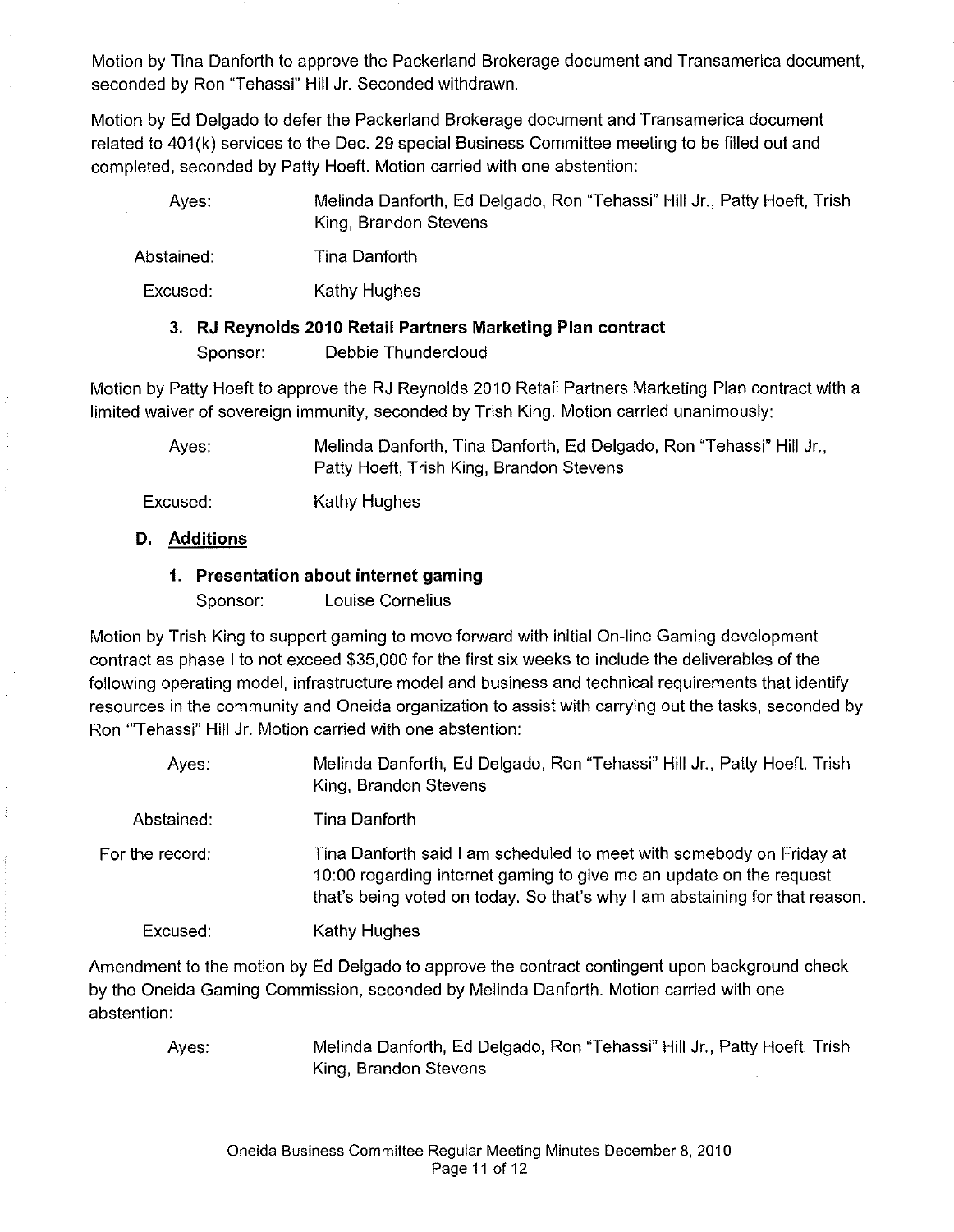Motion by Tina Danforth to approve the Packerland Brokerage document and Transamerica document, seconded by Ron "Tehassi" Hill Jr. Seconded withdrawn.

Motion by Ed Delgado to defer the Packerland Brokerage document and Transamerica document related to 401(k) services to the Dec. 29 special Business Committee meeting to be filled out and completed, seconded by Patty Hoeft. Motion carried with one abstention:

| | |
|---|---|
| Ayes: | Melinda Danforth, Ed Delgado, Ron "Tehassi" Hill Jr., Patty Hoeft, Trish King, Brandon Stevens |
| Abstained: | Tina Danforth |
| Excused: | Kathy Hughes |

**3. RJ Reynolds 2010 Retail Partners Marketing Plan contract**

Sponsor: Debbie Thundercloud

Motion by Patty Hoeft to approve the RJ Reynolds 2010 Retail Partners Marketing Plan contract with a limited waiver of sovereign immunity, seconded by Trish King. Motion carried unanimously:

| | |
|---|---|
| Ayes: | Melinda Danforth, Tina Danforth, Ed Delgado, Ron "Tehassi" Hill Jr., Patty Hoeft, Trish King, Brandon Stevens |
| Excused: | Kathy Hughes |

**D. <u>Additions</u>**

**1. Presentation about internet gaming**

Sponsor: Louise Cornelius

Motion by Trish King to support gaming to move forward with initial On-line Gaming development contract as phase I to not exceed $35,000 for the first six weeks to include the deliverables of the following operating model, infrastructure model and business and technical requirements that identify resources in the community and Oneida organization to assist with carrying out the tasks, seconded by Ron ""Tehassi" Hill Jr. Motion carried with one abstention:

| | |
|---|---|
| Ayes: | Melinda Danforth, Ed Delgado, Ron "Tehassi" Hill Jr., Patty Hoeft, Trish King, Brandon Stevens |
| Abstained: | Tina Danforth |
| For the record: | Tina Danforth said I am scheduled to meet with somebody on Friday at 10:00 regarding internet gaming to give me an update on the request that's being voted on today. So that's why I am abstaining for that reason. |
| Excused: | Kathy Hughes |

Amendment to the motion by Ed Delgado to approve the contract contingent upon background check by the Oneida Gaming Commission, seconded by Melinda Danforth. Motion carried with one abstention:

| | |
|---|---|
| Ayes: | Melinda Danforth, Ed Delgado, Ron "Tehassi" Hill Jr., Patty Hoeft, Trish King, Brandon Stevens |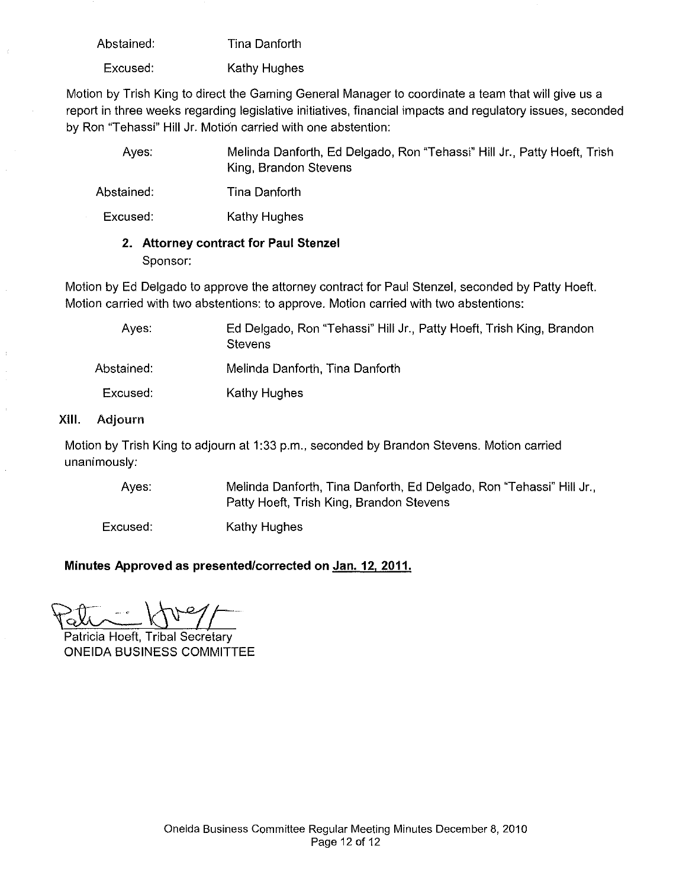Abstained: Tina Danforth

Excused: Kathy Hughes

Motion by Trish King to direct the Gaming General Manager to coordinate a team that will give us a report in three weeks regarding legislative initiatives, financial impacts and regulatory issues, seconded by Ron "Tehassi" Hill Jr. Motion carried with one abstention:

Ayes: Melinda Danforth, Ed Delgado, Ron "Tehassi" Hill Jr., Patty Hoeft, Trish King, Brandon Stevens

Abstained: Tina Danforth

Excused: Kathy Hughes

**2. Attorney contract for Paul Stenzel**

Sponsor:

Motion by Ed Delgado to approve the attorney contract for Paul Stenzel, seconded by Patty Hoeft. Motion carried with two abstentions: to approve. Motion carried with two abstentions:

Ayes: Ed Delgado, Ron "Tehassi" Hill Jr., Patty Hoeft, Trish King, Brandon Stevens

Abstained: Melinda Danforth, Tina Danforth

Excused: Kathy Hughes

## XIII. Adjourn

Motion by Trish King to adjourn at 1:33 p.m., seconded by Brandon Stevens. Motion carried unanimously:

Ayes: Melinda Danforth, Tina Danforth, Ed Delgado, Ron "Tehassi" Hill Jr., Patty Hoeft, Trish King, Brandon Stevens

Excused: Kathy Hughes

**Minutes Approved as presented/corrected on Jan. 12, 2011.**

Patricia Hoeft, Tribal Secretary
ONEIDA BUSINESS COMMITTEE